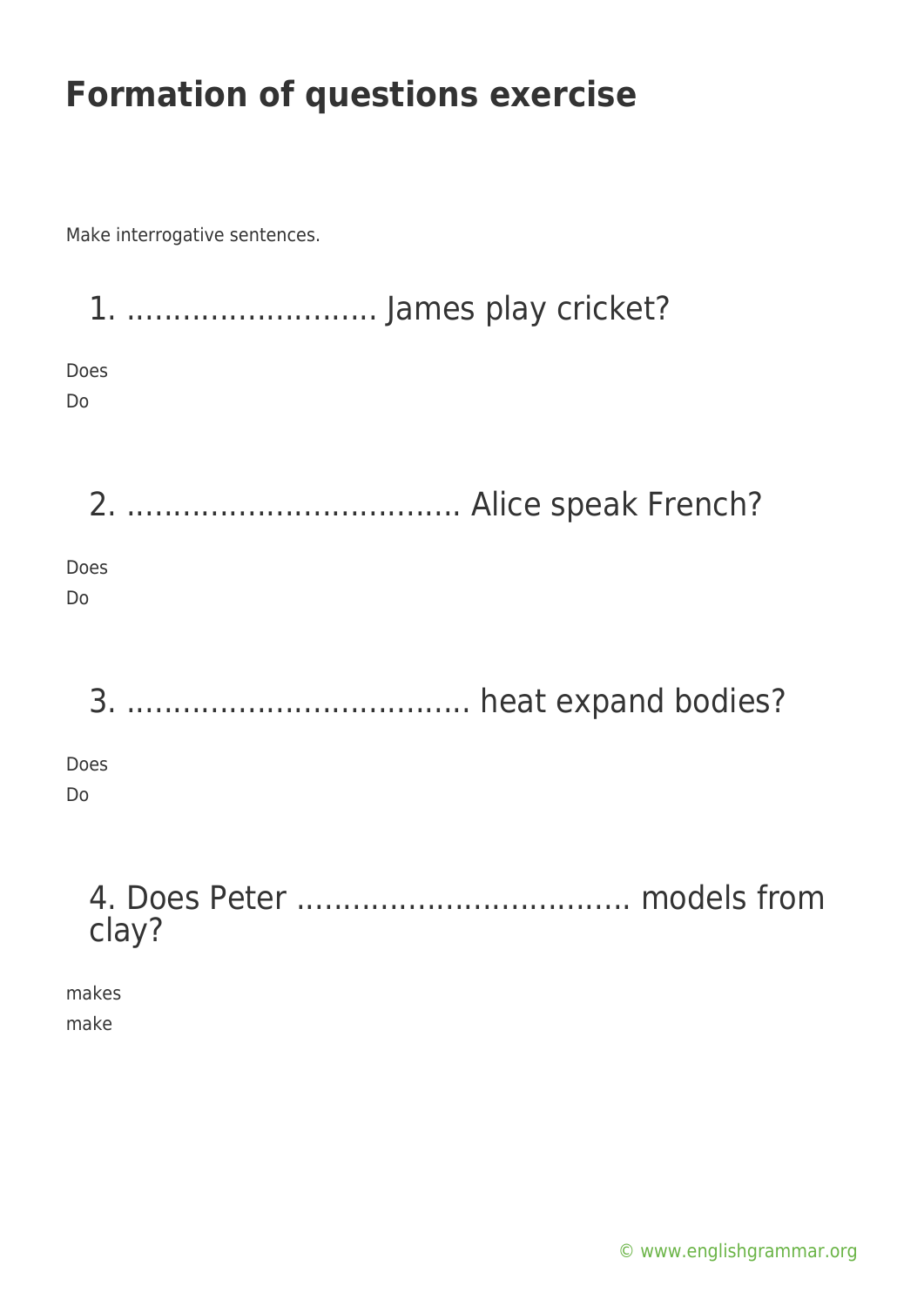# Formation of questions exercise

Make interrogative sentences.

## 1. ........................... James play cricket?

Does

Do

## 2. .................................... Alice speak French?

Does

Do

## 3. ..................................... heat expand bodies?

Does

Do

## 4. Does Peter .................................... models from clay?

makes

make

© www.englishgrammar.org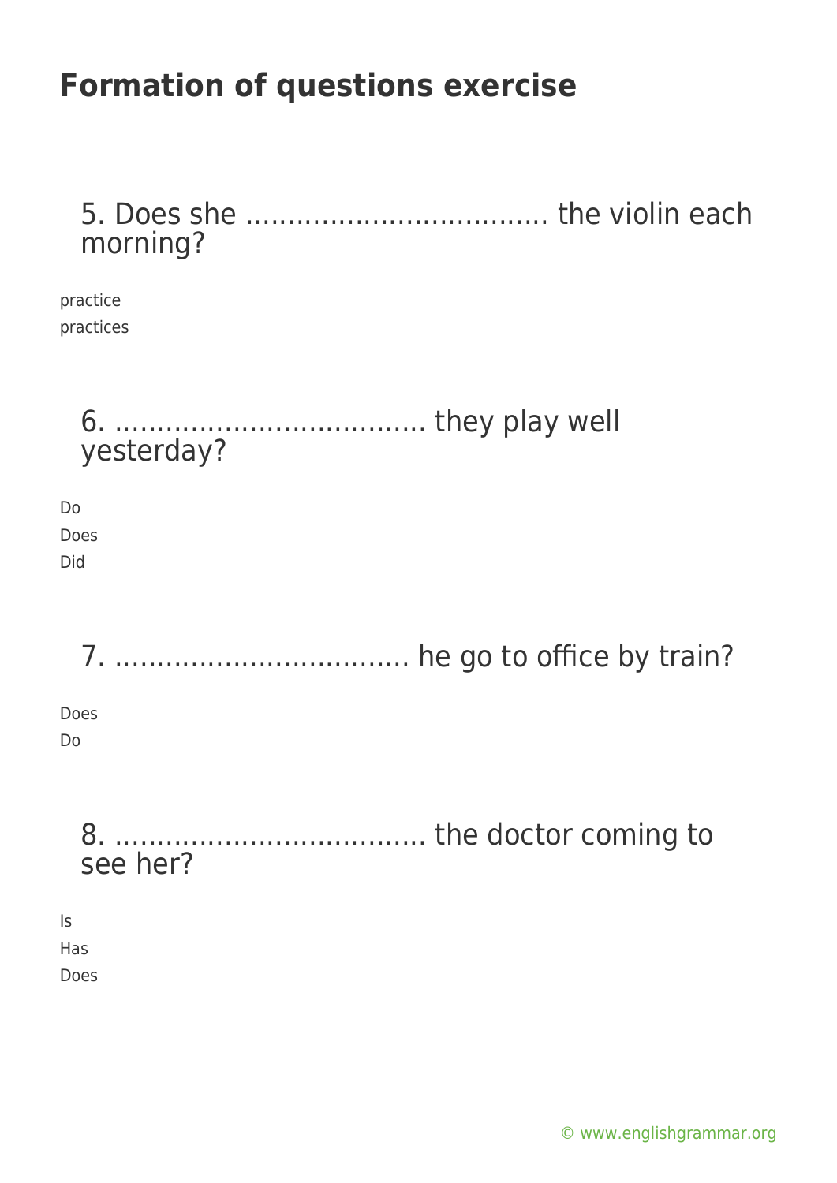# Formation of questions exercise

5. Does she .................................... the violin each morning?

practice
practices

6. .................................... they play well yesterday?

Do
Does
Did

7. ................................... he go to office by train?

Does
Do

8. ..................................... the doctor coming to see her?

Is
Has
Does

© www.englishgrammar.org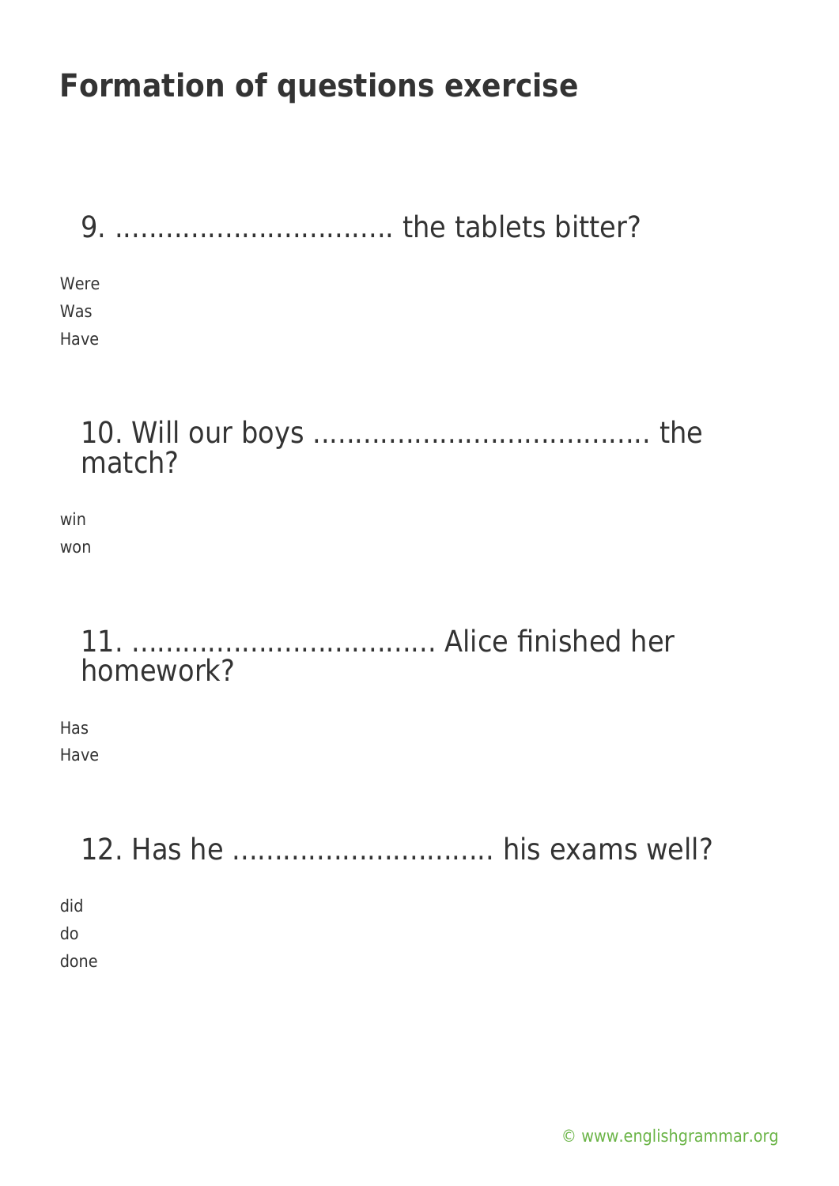# Formation of questions exercise

## 9. ................................ the tablets bitter?

Were
Was
Have

## 10. Will our boys ...................................... the match?

win
won

## 11. .................................. Alice finished her homework?

Has
Have

## 12. Has he .............................. his exams well?

did
do
done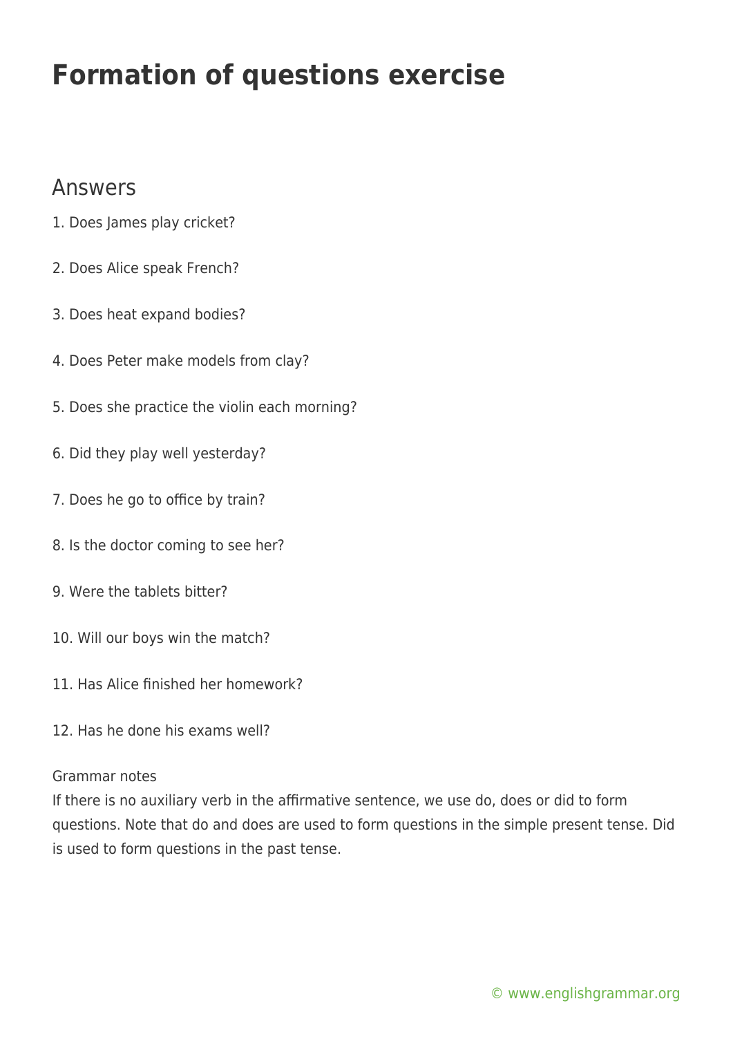# Formation of questions exercise

## Answers

1. Does James play cricket?

2. Does Alice speak French?

3. Does heat expand bodies?

4. Does Peter make models from clay?

5. Does she practice the violin each morning?

6. Did they play well yesterday?

7. Does he go to office by train?

8. Is the doctor coming to see her?

9. Were the tablets bitter?

10. Will our boys win the match?

11. Has Alice finished her homework?

12. Has he done his exams well?

Grammar notes

If there is no auxiliary verb in the affirmative sentence, we use do, does or did to form questions. Note that do and does are used to form questions in the simple present tense. Did is used to form questions in the past tense.

© www.englishgrammar.org